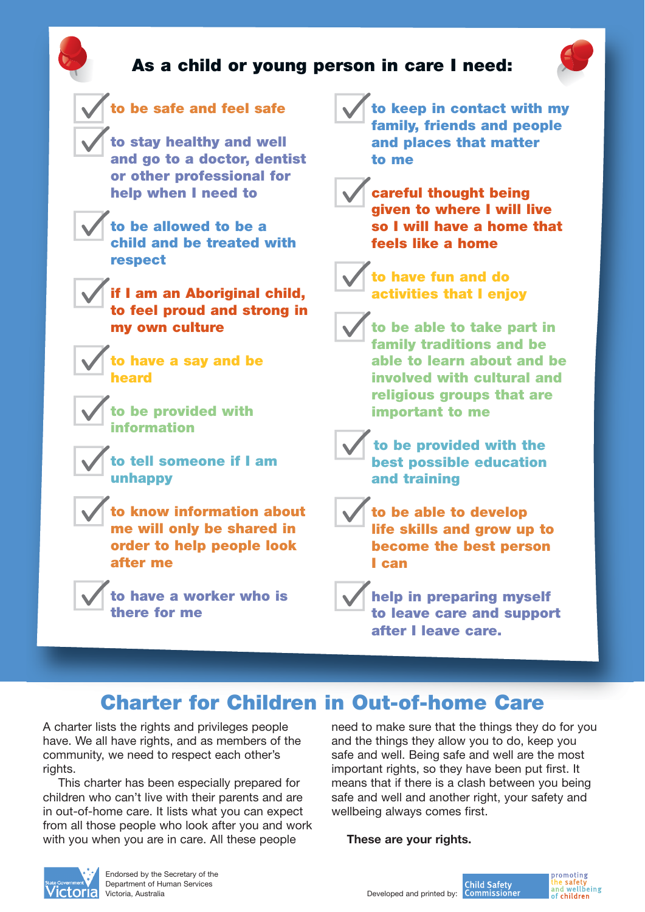## As a child or young person in care I need:

- to be safe and feel safe
- to stay healthy and well and go to a doctor, dentist or other professional for help when I need to
- to be allowed to be a child and be treated with respect
- if I am an Aboriginal child, to feel proud and strong in my own culture
- to have a say and be heard
- to be provided with information
- to tell someone if I am unhappy
- to know information about me will only be shared in order to help people look after me
- to have a worker who is there for me
- to keep in contact with my family, friends and people and places that matter to me
- careful thought being given to where I will live so I will have a home that feels like a home
- to have fun and do activities that I enjoy
- to be able to take part in family traditions and be able to learn about and be involved with cultural and religious groups that are important to me
- to be provided with the best possible education and training
- to be able to develop life skills and grow up to become the best person I can
- help in preparing myself to leave care and support after I leave care.

# Charter for Children in Out-of-home Care

A charter lists the rights and privileges people have. We all have rights, and as members of the community, we need to respect each other's rights.

This charter has been especially prepared for children who can't live with their parents and are in out-of-home care. It lists what you can expect from all those people who look after you and work with you when you are in care. All these people need to make sure that the things they do for you and the things they allow you to do, keep you safe and well. Being safe and well are the most important rights, so they have been put first. It means that if there is a clash between you being safe and well and another right, your safety and wellbeing always comes first.

**These are your rights.**

State Government Victoria

Endorsed by the Secretary of the Department of Human Services Victoria, Australia

Developed and printed by: Child Safety Commissioner — promoting the safety and wellbeing of children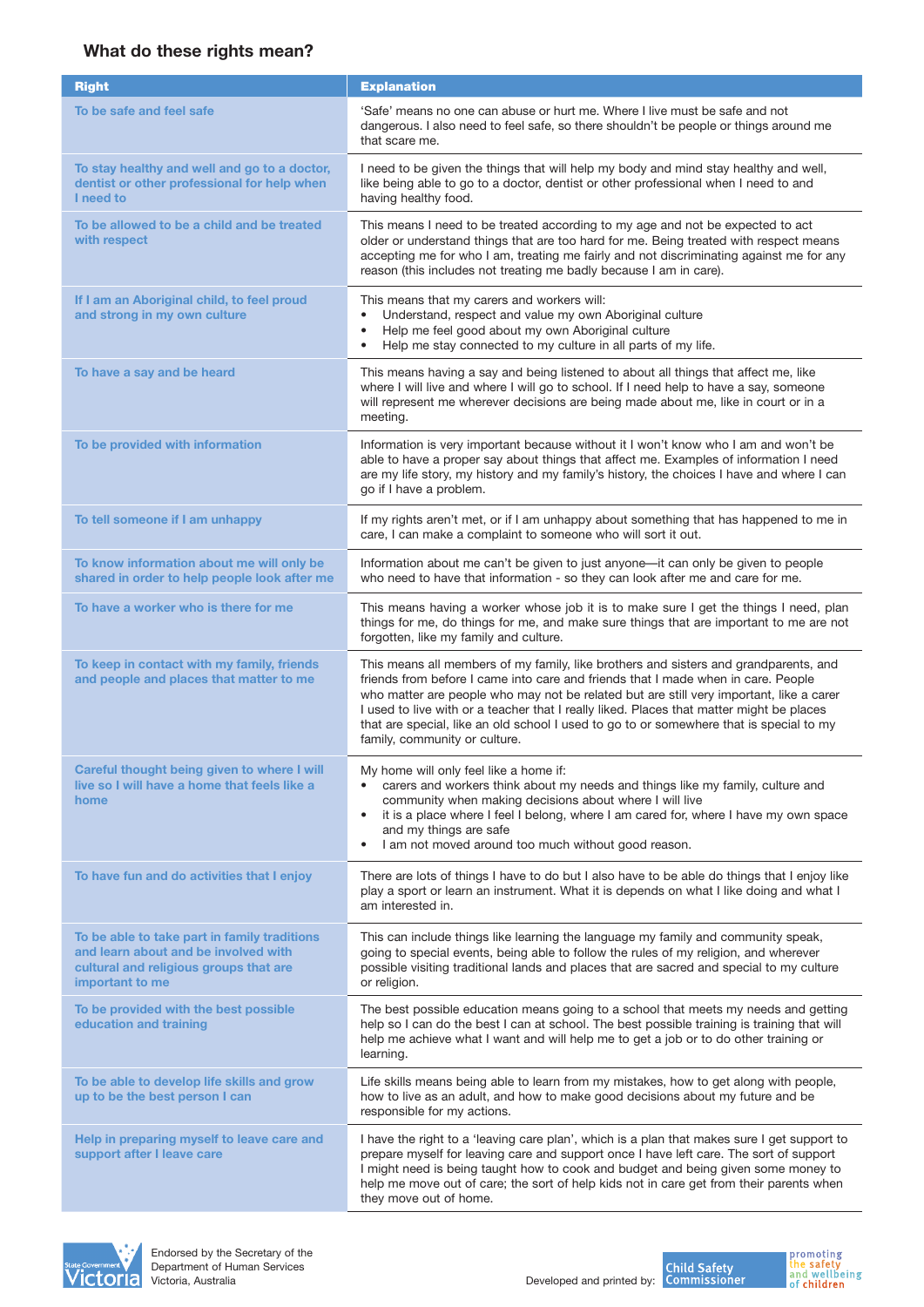## What do these rights mean?

| Right | Explanation |
|---|---|
| To be safe and feel safe | 'Safe' means no one can abuse or hurt me. Where I live must be safe and not dangerous. I also need to feel safe, so there shouldn't be people or things around me that scare me. |
| To stay healthy and well and go to a doctor, dentist or other professional for help when I need to | I need to be given the things that will help my body and mind stay healthy and well, like being able to go to a doctor, dentist or other professional when I need to and having healthy food. |
| To be allowed to be a child and be treated with respect | This means I need to be treated according to my age and not be expected to act older or understand things that are too hard for me. Being treated with respect means accepting me for who I am, treating me fairly and not discriminating against me for any reason (this includes not treating me badly because I am in care). |
| If I am an Aboriginal child, to feel proud and strong in my own culture | This means that my carers and workers will:<br>• Understand, respect and value my own Aboriginal culture<br>• Help me feel good about my own Aboriginal culture<br>• Help me stay connected to my culture in all parts of my life. |
| To have a say and be heard | This means having a say and being listened to about all things that affect me, like where I will live and where I will go to school. If I need help to have a say, someone will represent me wherever decisions are being made about me, like in court or in a meeting. |
| To be provided with information | Information is very important because without it I won't know who I am and won't be able to have a proper say about things that affect me. Examples of information I need are my life story, my history and my family's history, the choices I have and where I can go if I have a problem. |
| To tell someone if I am unhappy | If my rights aren't met, or if I am unhappy about something that has happened to me in care, I can make a complaint to someone who will sort it out. |
| To know information about me will only be shared in order to help people look after me | Information about me can't be given to just anyone—it can only be given to people who need to have that information - so they can look after me and care for me. |
| To have a worker who is there for me | This means having a worker whose job it is to make sure I get the things I need, plan things for me, do things for me, and make sure things that are important to me are not forgotten, like my family and culture. |
| To keep in contact with my family, friends and people and places that matter to me | This means all members of my family, like brothers and sisters and grandparents, and friends from before I came into care and friends that I made when in care. People who matter are people who may not be related but are still very important, like a carer I used to live with or a teacher that I really liked. Places that matter might be places that are special, like an old school I used to go to or somewhere that is special to my family, community or culture. |
| Careful thought being given to where I will live so I will have a home that feels like a home | My home will only feel like a home if:<br>• carers and workers think about my needs and things like my family, culture and community when making decisions about where I will live<br>• it is a place where I feel I belong, where I am cared for, where I have my own space and my things are safe<br>• I am not moved around too much without good reason. |
| To have fun and do activities that I enjoy | There are lots of things I have to do but I also have to be able do things that I enjoy like play a sport or learn an instrument. What it is depends on what I like doing and what I am interested in. |
| To be able to take part in family traditions and learn about and be involved with cultural and religious groups that are important to me | This can include things like learning the language my family and community speak, going to special events, being able to follow the rules of my religion, and wherever possible visiting traditional lands and places that are sacred and special to my culture or religion. |
| To be provided with the best possible education and training | The best possible education means going to a school that meets my needs and getting help so I can do the best I can at school. The best possible training is training that will help me achieve what I want and will help me to get a job or to do other training or learning. |
| To be able to develop life skills and grow up to be the best person I can | Life skills means being able to learn from my mistakes, how to get along with people, how to live as an adult, and how to make good decisions about my future and be responsible for my actions. |
| Help in preparing myself to leave care and support after I leave care | I have the right to a 'leaving care plan', which is a plan that makes sure I get support to prepare myself for leaving care and support once I have left care. The sort of support I might need is being taught how to cook and budget and being given some money to help me move out of care; the sort of help kids not in care get from their parents when they move out of home. |

State Government Victoria

Endorsed by the Secretary of the Department of Human Services Victoria, Australia

Developed and printed by: Child Safety Commissioner — promoting the safety and wellbeing of children